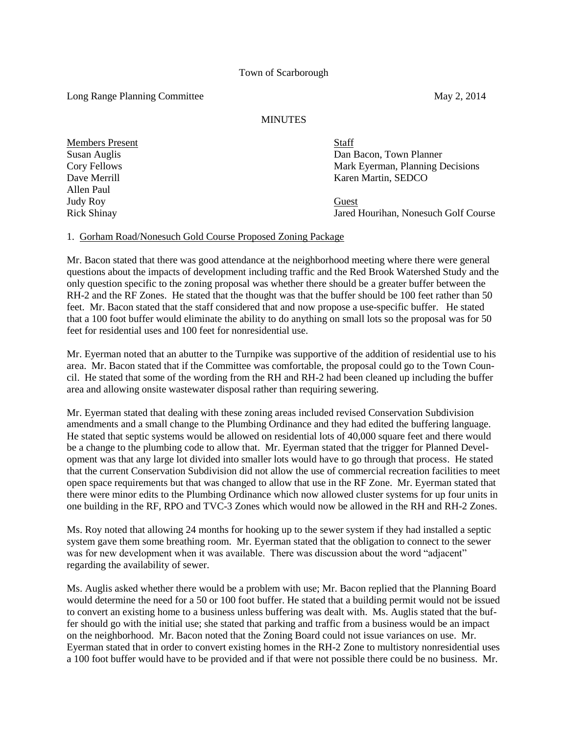Town of Scarborough

Long Range Planning Committee May 2, 2014

MINUTES

| Members Present | Staff |
|---|---|
| Susan Auglis | Dan Bacon, Town Planner |
| Cory Fellows | Mark Eyerman, Planning Decisions |
| Dave Merrill | Karen Martin, SEDCO |
| Allen Paul | |
| Judy Roy | Guest |
| Rick Shinay | Jared Hourihan, Nonesuch Golf Course |

1. Gorham Road/Nonesuch Gold Course Proposed Zoning Package

Mr. Bacon stated that there was good attendance at the neighborhood meeting where there were general questions about the impacts of development including traffic and the Red Brook Watershed Study and the only question specific to the zoning proposal was whether there should be a greater buffer between the RH-2 and the RF Zones. He stated that the thought was that the buffer should be 100 feet rather than 50 feet. Mr. Bacon stated that the staff considered that and now propose a use-specific buffer. He stated that a 100 foot buffer would eliminate the ability to do anything on small lots so the proposal was for 50 feet for residential uses and 100 feet for nonresidential use.

Mr. Eyerman noted that an abutter to the Turnpike was supportive of the addition of residential use to his area. Mr. Bacon stated that if the Committee was comfortable, the proposal could go to the Town Council. He stated that some of the wording from the RH and RH-2 had been cleaned up including the buffer area and allowing onsite wastewater disposal rather than requiring sewering.

Mr. Eyerman stated that dealing with these zoning areas included revised Conservation Subdivision amendments and a small change to the Plumbing Ordinance and they had edited the buffering language. He stated that septic systems would be allowed on residential lots of 40,000 square feet and there would be a change to the plumbing code to allow that. Mr. Eyerman stated that the trigger for Planned Development was that any large lot divided into smaller lots would have to go through that process. He stated that the current Conservation Subdivision did not allow the use of commercial recreation facilities to meet open space requirements but that was changed to allow that use in the RF Zone. Mr. Eyerman stated that there were minor edits to the Plumbing Ordinance which now allowed cluster systems for up four units in one building in the RF, RPO and TVC-3 Zones which would now be allowed in the RH and RH-2 Zones.

Ms. Roy noted that allowing 24 months for hooking up to the sewer system if they had installed a septic system gave them some breathing room. Mr. Eyerman stated that the obligation to connect to the sewer was for new development when it was available. There was discussion about the word "adjacent" regarding the availability of sewer.

Ms. Auglis asked whether there would be a problem with use; Mr. Bacon replied that the Planning Board would determine the need for a 50 or 100 foot buffer. He stated that a building permit would not be issued to convert an existing home to a business unless buffering was dealt with. Ms. Auglis stated that the buffer should go with the initial use; she stated that parking and traffic from a business would be an impact on the neighborhood. Mr. Bacon noted that the Zoning Board could not issue variances on use. Mr. Eyerman stated that in order to convert existing homes in the RH-2 Zone to multistory nonresidential uses a 100 foot buffer would have to be provided and if that were not possible there could be no business. Mr.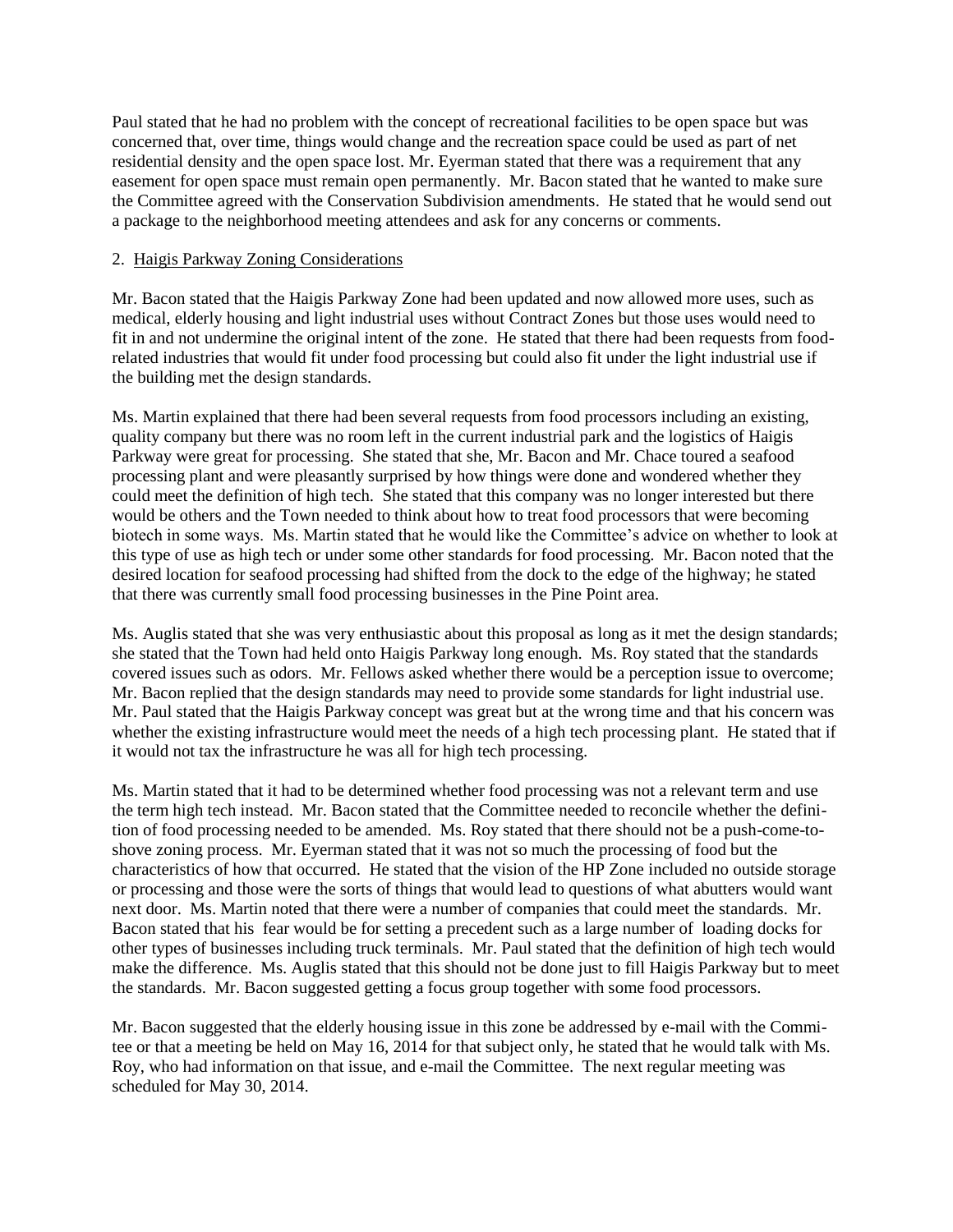Paul stated that he had no problem with the concept of recreational facilities to be open space but was concerned that, over time, things would change and the recreation space could be used as part of net residential density and the open space lost. Mr. Eyerman stated that there was a requirement that any easement for open space must remain open permanently. Mr. Bacon stated that he wanted to make sure the Committee agreed with the Conservation Subdivision amendments. He stated that he would send out a package to the neighborhood meeting attendees and ask for any concerns or comments.

2. Haigis Parkway Zoning Considerations

Mr. Bacon stated that the Haigis Parkway Zone had been updated and now allowed more uses, such as medical, elderly housing and light industrial uses without Contract Zones but those uses would need to fit in and not undermine the original intent of the zone. He stated that there had been requests from food-related industries that would fit under food processing but could also fit under the light industrial use if the building met the design standards.

Ms. Martin explained that there had been several requests from food processors including an existing, quality company but there was no room left in the current industrial park and the logistics of Haigis Parkway were great for processing. She stated that she, Mr. Bacon and Mr. Chace toured a seafood processing plant and were pleasantly surprised by how things were done and wondered whether they could meet the definition of high tech. She stated that this company was no longer interested but there would be others and the Town needed to think about how to treat food processors that were becoming biotech in some ways. Ms. Martin stated that he would like the Committee's advice on whether to look at this type of use as high tech or under some other standards for food processing. Mr. Bacon noted that the desired location for seafood processing had shifted from the dock to the edge of the highway; he stated that there was currently small food processing businesses in the Pine Point area.

Ms. Auglis stated that she was very enthusiastic about this proposal as long as it met the design standards; she stated that the Town had held onto Haigis Parkway long enough. Ms. Roy stated that the standards covered issues such as odors. Mr. Fellows asked whether there would be a perception issue to overcome; Mr. Bacon replied that the design standards may need to provide some standards for light industrial use. Mr. Paul stated that the Haigis Parkway concept was great but at the wrong time and that his concern was whether the existing infrastructure would meet the needs of a high tech processing plant. He stated that if it would not tax the infrastructure he was all for high tech processing.

Ms. Martin stated that it had to be determined whether food processing was not a relevant term and use the term high tech instead. Mr. Bacon stated that the Committee needed to reconcile whether the definition of food processing needed to be amended. Ms. Roy stated that there should not be a push-come-to-shove zoning process. Mr. Eyerman stated that it was not so much the processing of food but the characteristics of how that occurred. He stated that the vision of the HP Zone included no outside storage or processing and those were the sorts of things that would lead to questions of what abutters would want next door. Ms. Martin noted that there were a number of companies that could meet the standards. Mr. Bacon stated that his fear would be for setting a precedent such as a large number of loading docks for other types of businesses including truck terminals. Mr. Paul stated that the definition of high tech would make the difference. Ms. Auglis stated that this should not be done just to fill Haigis Parkway but to meet the standards. Mr. Bacon suggested getting a focus group together with some food processors.

Mr. Bacon suggested that the elderly housing issue in this zone be addressed by e-mail with the Committee or that a meeting be held on May 16, 2014 for that subject only, he stated that he would talk with Ms. Roy, who had information on that issue, and e-mail the Committee. The next regular meeting was scheduled for May 30, 2014.